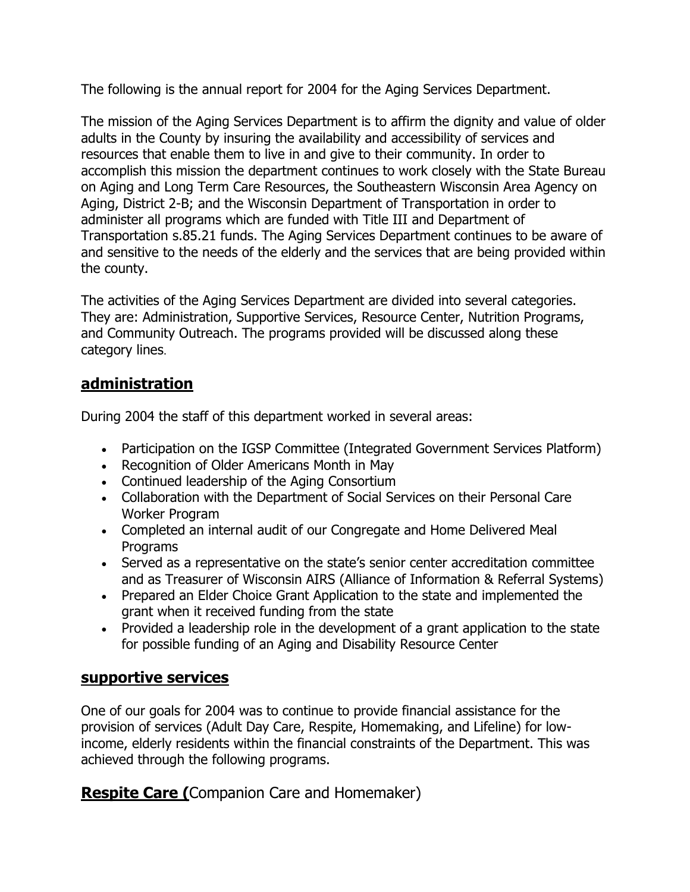The following is the annual report for 2004 for the Aging Services Department.

The mission of the Aging Services Department is to affirm the dignity and value of older adults in the County by insuring the availability and accessibility of services and resources that enable them to live in and give to their community. In order to accomplish this mission the department continues to work closely with the State Bureau on Aging and Long Term Care Resources, the Southeastern Wisconsin Area Agency on Aging, District 2-B; and the Wisconsin Department of Transportation in order to administer all programs which are funded with Title III and Department of Transportation s.85.21 funds. The Aging Services Department continues to be aware of and sensitive to the needs of the elderly and the services that are being provided within the county.

The activities of the Aging Services Department are divided into several categories. They are: Administration, Supportive Services, Resource Center, Nutrition Programs, and Community Outreach. The programs provided will be discussed along these category lines.

## administration

During 2004 the staff of this department worked in several areas:

- Participation on the IGSP Committee (Integrated Government Services Platform)
- Recognition of Older Americans Month in May
- Continued leadership of the Aging Consortium
- Collaboration with the Department of Social Services on their Personal Care Worker Program
- Completed an internal audit of our Congregate and Home Delivered Meal Programs
- Served as a representative on the state's senior center accreditation committee and as Treasurer of Wisconsin AIRS (Alliance of Information & Referral Systems)
- Prepared an Elder Choice Grant Application to the state and implemented the grant when it received funding from the state
- Provided a leadership role in the development of a grant application to the state for possible funding of an Aging and Disability Resource Center

## supportive services

One of our goals for 2004 was to continue to provide financial assistance for the provision of services (Adult Day Care, Respite, Homemaking, and Lifeline) for low-income, elderly residents within the financial constraints of the Department. This was achieved through the following programs.

### **Respite Care (**Companion Care and Homemaker)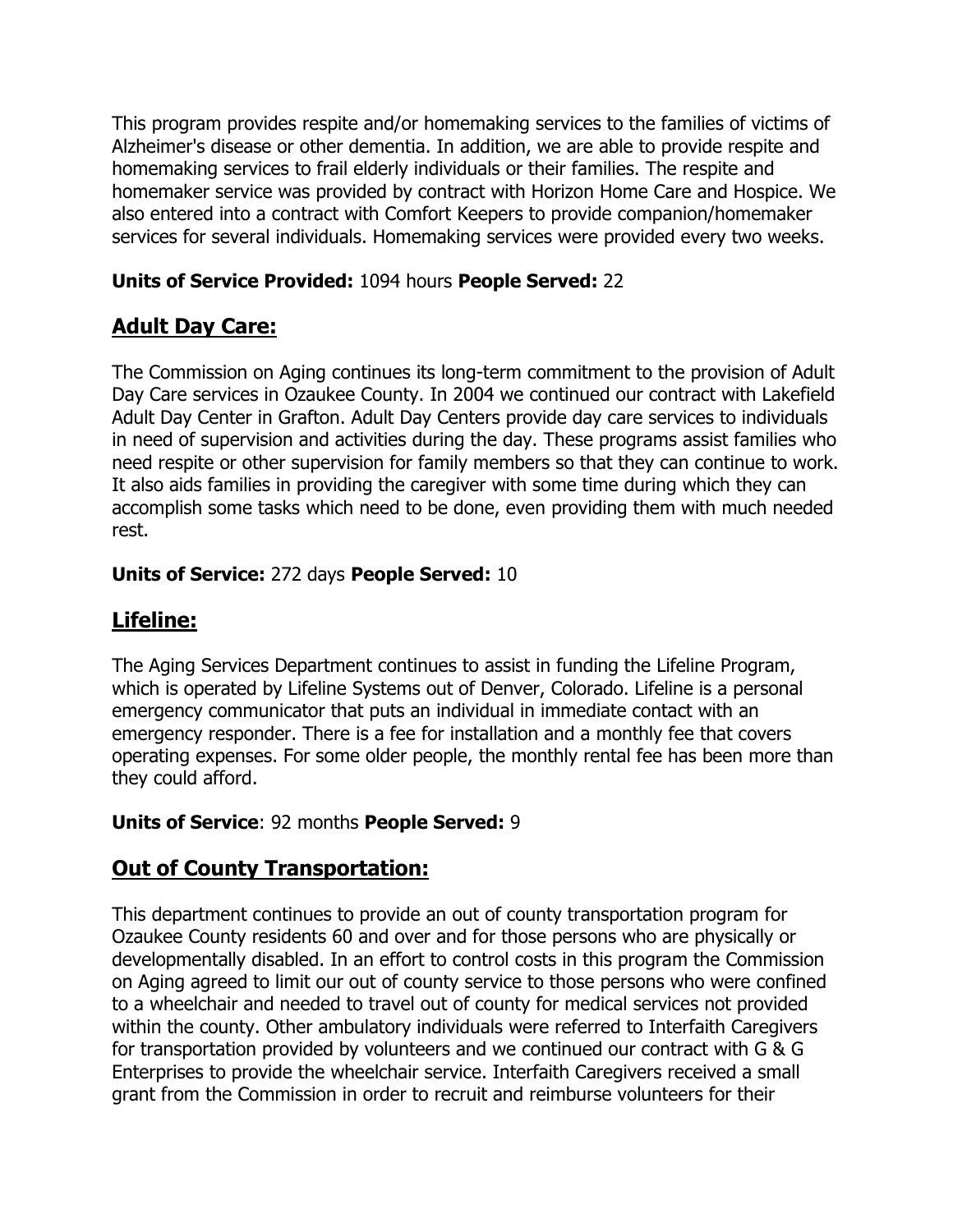This program provides respite and/or homemaking services to the families of victims of Alzheimer's disease or other dementia. In addition, we are able to provide respite and homemaking services to frail elderly individuals or their families. The respite and homemaker service was provided by contract with Horizon Home Care and Hospice. We also entered into a contract with Comfort Keepers to provide companion/homemaker services for several individuals. Homemaking services were provided every two weeks.

**Units of Service Provided:** 1094 hours **People Served:** 22

## Adult Day Care:

The Commission on Aging continues its long-term commitment to the provision of Adult Day Care services in Ozaukee County. In 2004 we continued our contract with Lakefield Adult Day Center in Grafton. Adult Day Centers provide day care services to individuals in need of supervision and activities during the day. These programs assist families who need respite or other supervision for family members so that they can continue to work. It also aids families in providing the caregiver with some time during which they can accomplish some tasks which need to be done, even providing them with much needed rest.

**Units of Service:** 272 days **People Served:** 10

## Lifeline:

The Aging Services Department continues to assist in funding the Lifeline Program, which is operated by Lifeline Systems out of Denver, Colorado. Lifeline is a personal emergency communicator that puts an individual in immediate contact with an emergency responder. There is a fee for installation and a monthly fee that covers operating expenses. For some older people, the monthly rental fee has been more than they could afford.

**Units of Service**: 92 months **People Served:** 9

## Out of County Transportation:

This department continues to provide an out of county transportation program for Ozaukee County residents 60 and over and for those persons who are physically or developmentally disabled. In an effort to control costs in this program the Commission on Aging agreed to limit our out of county service to those persons who were confined to a wheelchair and needed to travel out of county for medical services not provided within the county. Other ambulatory individuals were referred to Interfaith Caregivers for transportation provided by volunteers and we continued our contract with G & G Enterprises to provide the wheelchair service. Interfaith Caregivers received a small grant from the Commission in order to recruit and reimburse volunteers for their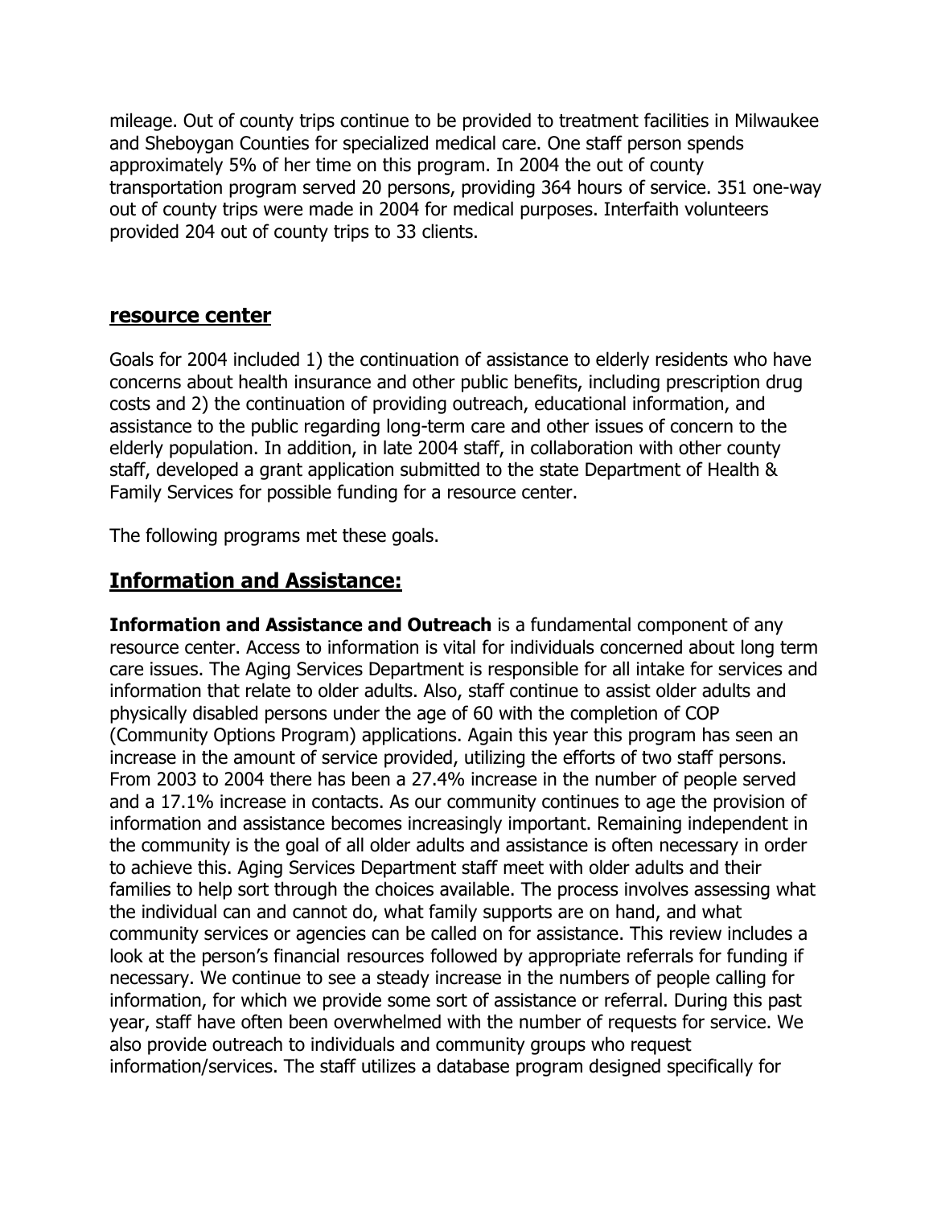mileage. Out of county trips continue to be provided to treatment facilities in Milwaukee and Sheboygan Counties for specialized medical care. One staff person spends approximately 5% of her time on this program. In 2004 the out of county transportation program served 20 persons, providing 364 hours of service. 351 one-way out of county trips were made in 2004 for medical purposes. Interfaith volunteers provided 204 out of county trips to 33 clients.

## resource center

Goals for 2004 included 1) the continuation of assistance to elderly residents who have concerns about health insurance and other public benefits, including prescription drug costs and 2) the continuation of providing outreach, educational information, and assistance to the public regarding long-term care and other issues of concern to the elderly population. In addition, in late 2004 staff, in collaboration with other county staff, developed a grant application submitted to the state Department of Health & Family Services for possible funding for a resource center.

The following programs met these goals.

## Information and Assistance:

**Information and Assistance and Outreach** is a fundamental component of any resource center. Access to information is vital for individuals concerned about long term care issues. The Aging Services Department is responsible for all intake for services and information that relate to older adults. Also, staff continue to assist older adults and physically disabled persons under the age of 60 with the completion of COP (Community Options Program) applications. Again this year this program has seen an increase in the amount of service provided, utilizing the efforts of two staff persons. From 2003 to 2004 there has been a 27.4% increase in the number of people served and a 17.1% increase in contacts. As our community continues to age the provision of information and assistance becomes increasingly important. Remaining independent in the community is the goal of all older adults and assistance is often necessary in order to achieve this. Aging Services Department staff meet with older adults and their families to help sort through the choices available. The process involves assessing what the individual can and cannot do, what family supports are on hand, and what community services or agencies can be called on for assistance. This review includes a look at the person's financial resources followed by appropriate referrals for funding if necessary. We continue to see a steady increase in the numbers of people calling for information, for which we provide some sort of assistance or referral. During this past year, staff have often been overwhelmed with the number of requests for service. We also provide outreach to individuals and community groups who request information/services. The staff utilizes a database program designed specifically for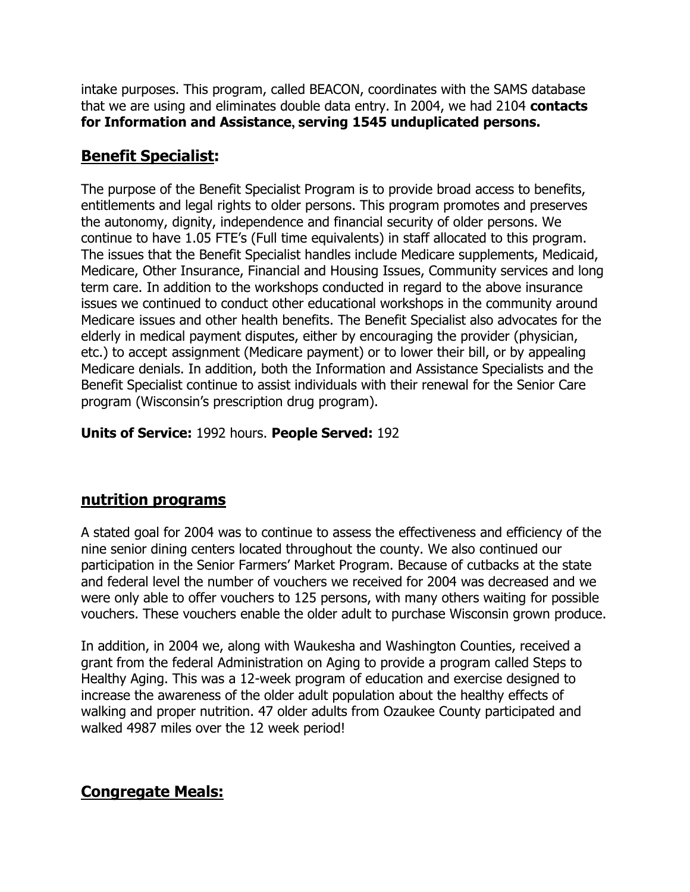intake purposes. This program, called BEACON, coordinates with the SAMS database that we are using and eliminates double data entry. In 2004, we had 2104 **contacts for Information and Assistance**, **serving 1545 unduplicated persons.**

## Benefit Specialist:

The purpose of the Benefit Specialist Program is to provide broad access to benefits, entitlements and legal rights to older persons. This program promotes and preserves the autonomy, dignity, independence and financial security of older persons. We continue to have 1.05 FTE's (Full time equivalents) in staff allocated to this program. The issues that the Benefit Specialist handles include Medicare supplements, Medicaid, Medicare, Other Insurance, Financial and Housing Issues, Community services and long term care. In addition to the workshops conducted in regard to the above insurance issues we continued to conduct other educational workshops in the community around Medicare issues and other health benefits. The Benefit Specialist also advocates for the elderly in medical payment disputes, either by encouraging the provider (physician, etc.) to accept assignment (Medicare payment) or to lower their bill, or by appealing Medicare denials. In addition, both the Information and Assistance Specialists and the Benefit Specialist continue to assist individuals with their renewal for the Senior Care program (Wisconsin's prescription drug program).

**Units of Service:** 1992 hours. **People Served:** 192

## nutrition programs

A stated goal for 2004 was to continue to assess the effectiveness and efficiency of the nine senior dining centers located throughout the county. We also continued our participation in the Senior Farmers' Market Program. Because of cutbacks at the state and federal level the number of vouchers we received for 2004 was decreased and we were only able to offer vouchers to 125 persons, with many others waiting for possible vouchers. These vouchers enable the older adult to purchase Wisconsin grown produce.

In addition, in 2004 we, along with Waukesha and Washington Counties, received a grant from the federal Administration on Aging to provide a program called Steps to Healthy Aging. This was a 12-week program of education and exercise designed to increase the awareness of the older adult population about the healthy effects of walking and proper nutrition. 47 older adults from Ozaukee County participated and walked 4987 miles over the 12 week period!

## Congregate Meals: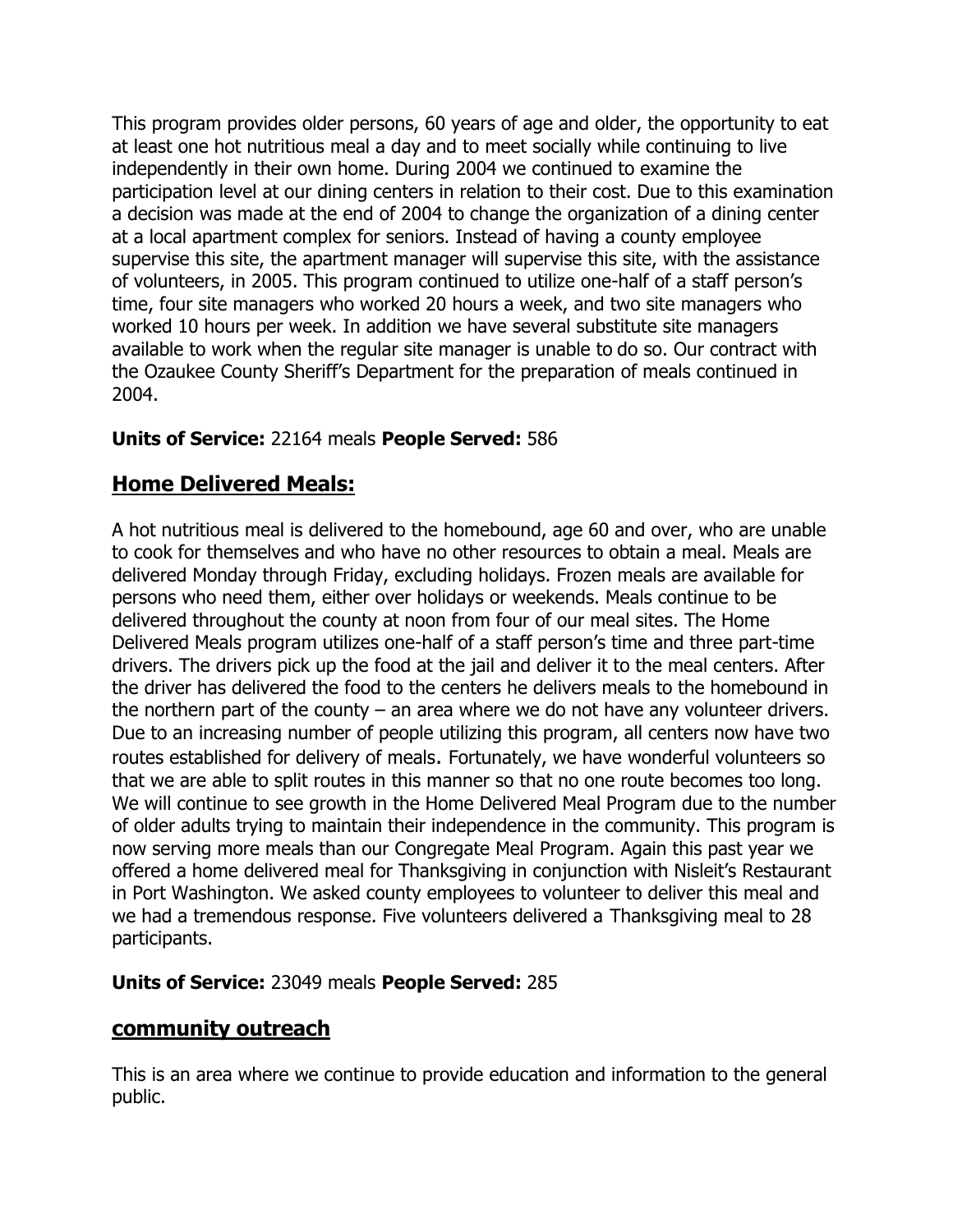This program provides older persons, 60 years of age and older, the opportunity to eat at least one hot nutritious meal a day and to meet socially while continuing to live independently in their own home. During 2004 we continued to examine the participation level at our dining centers in relation to their cost. Due to this examination a decision was made at the end of 2004 to change the organization of a dining center at a local apartment complex for seniors. Instead of having a county employee supervise this site, the apartment manager will supervise this site, with the assistance of volunteers, in 2005. This program continued to utilize one-half of a staff person's time, four site managers who worked 20 hours a week, and two site managers who worked 10 hours per week. In addition we have several substitute site managers available to work when the regular site manager is unable to do so. Our contract with the Ozaukee County Sheriff's Department for the preparation of meals continued in 2004.

**Units of Service:** 22164 meals **People Served:** 586

## Home Delivered Meals:

A hot nutritious meal is delivered to the homebound, age 60 and over, who are unable to cook for themselves and who have no other resources to obtain a meal. Meals are delivered Monday through Friday, excluding holidays. Frozen meals are available for persons who need them, either over holidays or weekends. Meals continue to be delivered throughout the county at noon from four of our meal sites. The Home Delivered Meals program utilizes one-half of a staff person's time and three part-time drivers. The drivers pick up the food at the jail and deliver it to the meal centers. After the driver has delivered the food to the centers he delivers meals to the homebound in the northern part of the county – an area where we do not have any volunteer drivers. Due to an increasing number of people utilizing this program, all centers now have two routes established for delivery of meals. Fortunately, we have wonderful volunteers so that we are able to split routes in this manner so that no one route becomes too long. We will continue to see growth in the Home Delivered Meal Program due to the number of older adults trying to maintain their independence in the community. This program is now serving more meals than our Congregate Meal Program. Again this past year we offered a home delivered meal for Thanksgiving in conjunction with Nisleit's Restaurant in Port Washington. We asked county employees to volunteer to deliver this meal and we had a tremendous response. Five volunteers delivered a Thanksgiving meal to 28 participants.

**Units of Service:** 23049 meals **People Served:** 285

## community outreach

This is an area where we continue to provide education and information to the general public.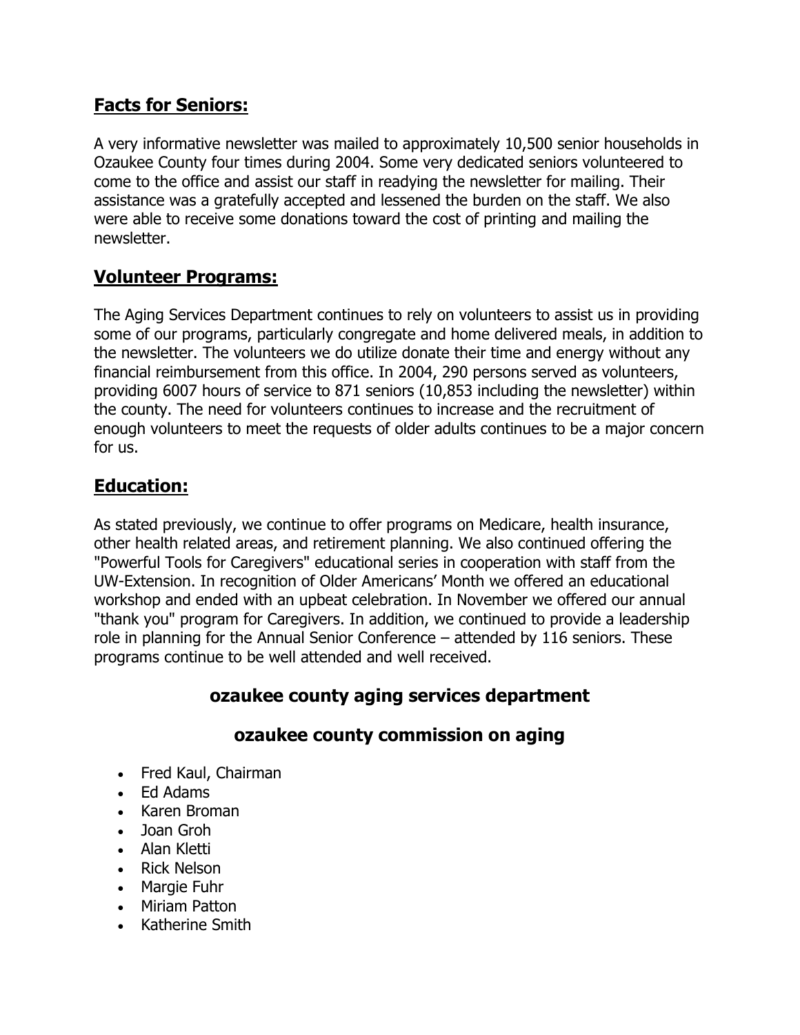## Facts for Seniors:

A very informative newsletter was mailed to approximately 10,500 senior households in Ozaukee County four times during 2004. Some very dedicated seniors volunteered to come to the office and assist our staff in readying the newsletter for mailing. Their assistance was a gratefully accepted and lessened the burden on the staff. We also were able to receive some donations toward the cost of printing and mailing the newsletter.

## Volunteer Programs:

The Aging Services Department continues to rely on volunteers to assist us in providing some of our programs, particularly congregate and home delivered meals, in addition to the newsletter. The volunteers we do utilize donate their time and energy without any financial reimbursement from this office. In 2004, 290 persons served as volunteers, providing 6007 hours of service to 871 seniors (10,853 including the newsletter) within the county. The need for volunteers continues to increase and the recruitment of enough volunteers to meet the requests of older adults continues to be a major concern for us.

## Education:

As stated previously, we continue to offer programs on Medicare, health insurance, other health related areas, and retirement planning. We also continued offering the "Powerful Tools for Caregivers" educational series in cooperation with staff from the UW-Extension. In recognition of Older Americans' Month we offered an educational workshop and ended with an upbeat celebration. In November we offered our annual "thank you" program for Caregivers. In addition, we continued to provide a leadership role in planning for the Annual Senior Conference – attended by 116 seniors. These programs continue to be well attended and well received.

### ozaukee county aging services department

### ozaukee county commission on aging

- Fred Kaul, Chairman
- Ed Adams
- Karen Broman
- Joan Groh
- Alan Kletti
- Rick Nelson
- Margie Fuhr
- Miriam Patton
- Katherine Smith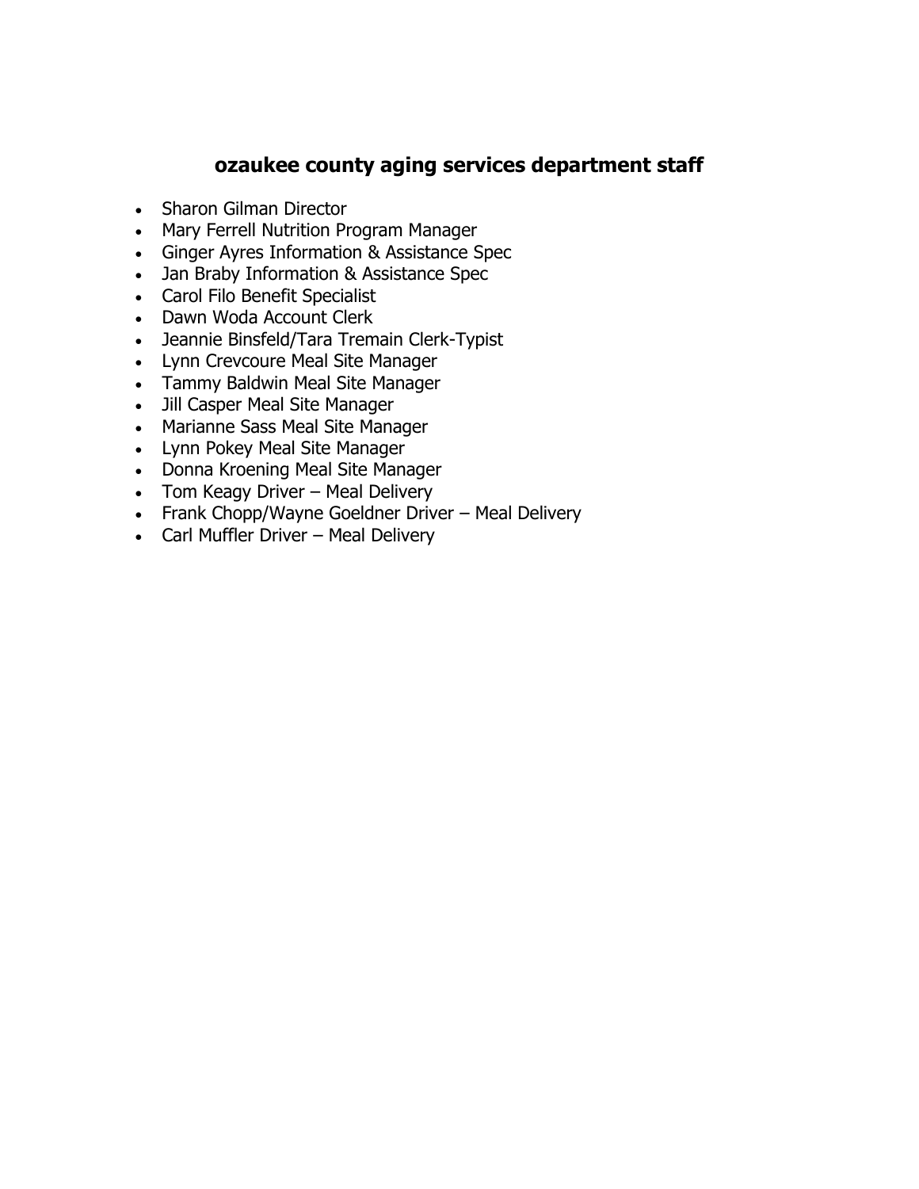## ozaukee county aging services department staff

- Sharon Gilman Director
- Mary Ferrell Nutrition Program Manager
- Ginger Ayres Information & Assistance Spec
- Jan Braby Information & Assistance Spec
- Carol Filo Benefit Specialist
- Dawn Woda Account Clerk
- Jeannie Binsfeld/Tara Tremain Clerk-Typist
- Lynn Crevcoure Meal Site Manager
- Tammy Baldwin Meal Site Manager
- Jill Casper Meal Site Manager
- Marianne Sass Meal Site Manager
- Lynn Pokey Meal Site Manager
- Donna Kroening Meal Site Manager
- Tom Keagy Driver – Meal Delivery
- Frank Chopp/Wayne Goeldner Driver – Meal Delivery
- Carl Muffler Driver – Meal Delivery